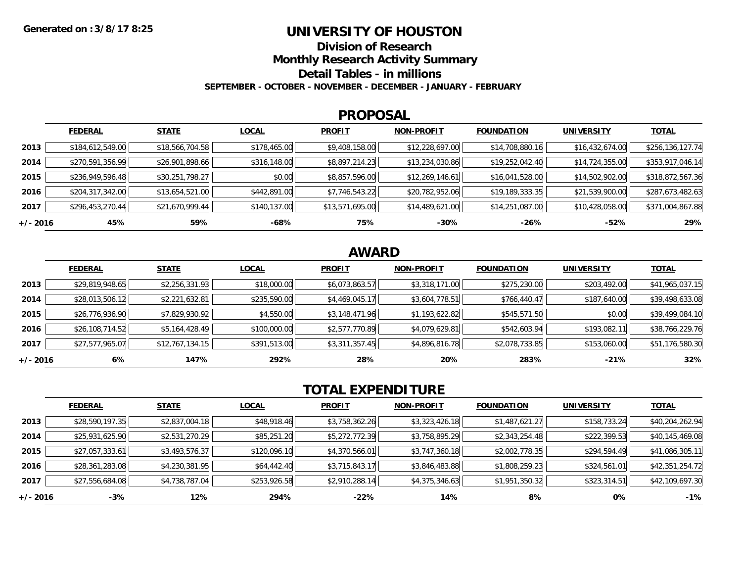Generated on :3/8/17 8:25

# UNIVERSITY OF HOUSTON

## Division of Research

## Monthly Research Activity Summary

## Detail Tables - in millions

**SEPTEMBER - OCTOBER - NOVEMBER - DECEMBER - JANUARY - FEBRUARY**

### PROPOSAL

| | FEDERAL | STATE | LOCAL | PROFIT | NON-PROFIT | FOUNDATION | UNIVERSITY | TOTAL |
|---|---|---|---|---|---|---|---|---|
| 2013 | $184,612,549.00 | $18,566,704.58 | $178,465.00 | $9,408,158.00 | $12,228,697.00 | $14,708,880.16 | $16,432,674.00 | $256,136,127.74 |
| 2014 | $270,591,356.99 | $26,901,898.66 | $316,148.00 | $8,897,214.23 | $13,234,030.86 | $19,252,042.40 | $14,724,355.00 | $353,917,046.14 |
| 2015 | $236,949,596.48 | $30,251,798.27 | $0.00 | $8,857,596.00 | $12,269,146.61 | $16,041,528.00 | $14,502,902.00 | $318,872,567.36 |
| 2016 | $204,317,342.00 | $13,654,521.00 | $442,891.00 | $7,746,543.22 | $20,782,952.06 | $19,189,333.35 | $21,539,900.00 | $287,673,482.63 |
| 2017 | $296,453,270.44 | $21,670,999.44 | $140,137.00 | $13,571,695.00 | $14,489,621.00 | $14,251,087.00 | $10,428,058.00 | $371,004,867.88 |
| +/- 2016 | 45% | 59% | -68% | 75% | -30% | -26% | -52% | 29% |

### AWARD

| | FEDERAL | STATE | LOCAL | PROFIT | NON-PROFIT | FOUNDATION | UNIVERSITY | TOTAL |
|---|---|---|---|---|---|---|---|---|
| 2013 | $29,819,948.65 | $2,256,331.93 | $18,000.00 | $6,073,863.57 | $3,318,171.00 | $275,230.00 | $203,492.00 | $41,965,037.15 |
| 2014 | $28,013,506.12 | $2,221,632.81 | $235,590.00 | $4,469,045.17 | $3,604,778.51 | $766,440.47 | $187,640.00 | $39,498,633.08 |
| 2015 | $26,776,936.90 | $7,829,930.92 | $4,550.00 | $3,148,471.96 | $1,193,622.82 | $545,571.50 | $0.00 | $39,499,084.10 |
| 2016 | $26,108,714.52 | $5,164,428.49 | $100,000.00 | $2,577,770.89 | $4,079,629.81 | $542,603.94 | $193,082.11 | $38,766,229.76 |
| 2017 | $27,577,965.07 | $12,767,134.15 | $391,513.00 | $3,311,357.45 | $4,896,816.78 | $2,078,733.85 | $153,060.00 | $51,176,580.30 |
| +/- 2016 | 6% | 147% | 292% | 28% | 20% | 283% | -21% | 32% |

### TOTAL EXPENDITURE

| | FEDERAL | STATE | LOCAL | PROFIT | NON-PROFIT | FOUNDATION | UNIVERSITY | TOTAL |
|---|---|---|---|---|---|---|---|---|
| 2013 | $28,590,197.35 | $2,837,004.18 | $48,918.46 | $3,758,362.26 | $3,323,426.18 | $1,487,621.27 | $158,733.24 | $40,204,262.94 |
| 2014 | $25,931,625.90 | $2,531,270.29 | $85,251.20 | $5,272,772.39 | $3,758,895.29 | $2,343,254.48 | $222,399.53 | $40,145,469.08 |
| 2015 | $27,057,333.61 | $3,493,576.37 | $120,096.10 | $4,370,566.01 | $3,747,360.18 | $2,002,778.35 | $294,594.49 | $41,086,305.11 |
| 2016 | $28,361,283.08 | $4,230,381.95 | $64,442.40 | $3,715,843.17 | $3,846,483.88 | $1,808,259.23 | $324,561.01 | $42,351,254.72 |
| 2017 | $27,556,684.08 | $4,738,787.04 | $253,926.58 | $2,910,288.14 | $4,375,346.63 | $1,951,350.32 | $323,314.51 | $42,109,697.30 |
| +/- 2016 | -3% | 12% | 294% | -22% | 14% | 8% | 0% | -1% |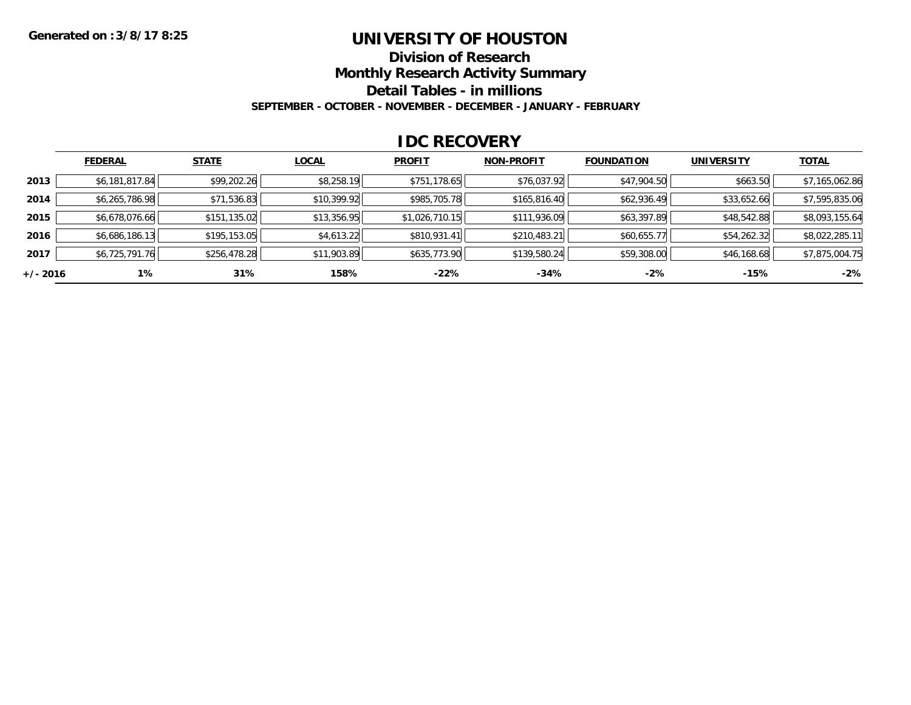Generated on :3/8/17 8:25

# UNIVERSITY OF HOUSTON

## Division of Research

## Monthly Research Activity Summary

## Detail Tables - in millions

**SEPTEMBER - OCTOBER - NOVEMBER - DECEMBER - JANUARY - FEBRUARY**

## IDC RECOVERY

| | FEDERAL | STATE | LOCAL | PROFIT | NON-PROFIT | FOUNDATION | UNIVERSITY | TOTAL |
|---|---|---|---|---|---|---|---|---|
| 2013 | $6,181,817.84 | $99,202.26 | $8,258.19 | $751,178.65 | $76,037.92 | $47,904.50 | $663.50 | $7,165,062.86 |
| 2014 | $6,265,786.98 | $71,536.83 | $10,399.92 | $985,705.78 | $165,816.40 | $62,936.49 | $33,652.66 | $7,595,835.06 |
| 2015 | $6,678,076.66 | $151,135.02 | $13,356.95 | $1,026,710.15 | $111,936.09 | $63,397.89 | $48,542.88 | $8,093,155.64 |
| 2016 | $6,686,186.13 | $195,153.05 | $4,613.22 | $810,931.41 | $210,483.21 | $60,655.77 | $54,262.32 | $8,022,285.11 |
| 2017 | $6,725,791.76 | $256,478.28 | $11,903.89 | $635,773.90 | $139,580.24 | $59,308.00 | $46,168.68 | $7,875,004.75 |
| +/- 2016 | 1% | 31% | 158% | -22% | -34% | -2% | -15% | -2% |